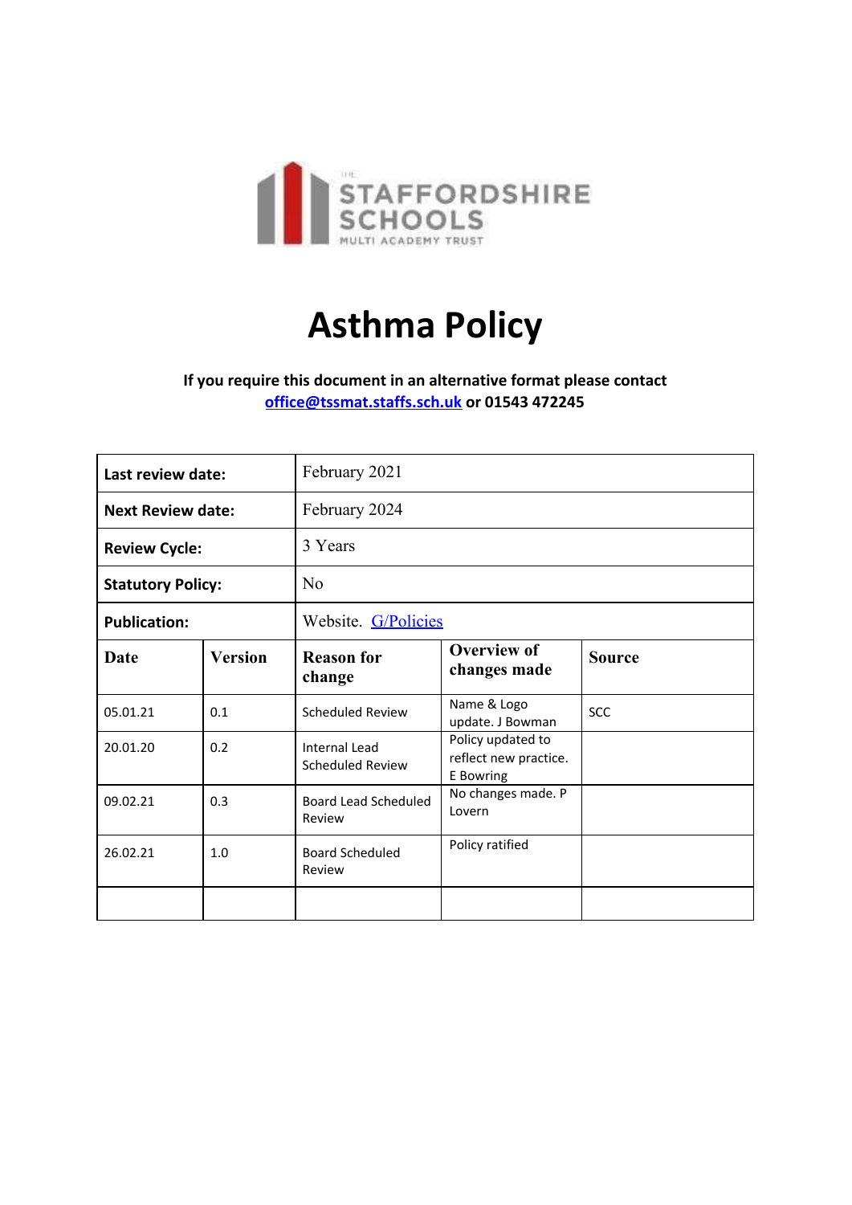THE STAFFORDSHIRE SCHOOLS MULTI ACADEMY TRUST

# Asthma Policy

**If you require this document in an alternative format please contact [office@tssmat.staffs.sch.uk](mailto:office@tssmat.staffs.sch.uk) or 01543 472245**

| **Last review date:** | February 2021 |
|---|---|
| **Next Review date:** | February 2024 |
| **Review Cycle:** | 3 Years |
| **Statutory Policy:** | No |
| **Publication:** | Website. G/Policies |

| **Date** | **Version** | **Reason for change** | **Overview of changes made** | **Source** |
|---|---|---|---|---|
| 05.01.21 | 0.1 | Scheduled Review | Name & Logo update. J Bowman | SCC |
| 20.01.20 | 0.2 | Internal Lead Scheduled Review | Policy updated to reflect new practice. E Bowring | |
| 09.02.21 | 0.3 | Board Lead Scheduled Review | No changes made. P Lovern | |
| 26.02.21 | 1.0 | Board Scheduled Review | Policy ratified | |
| | | | | |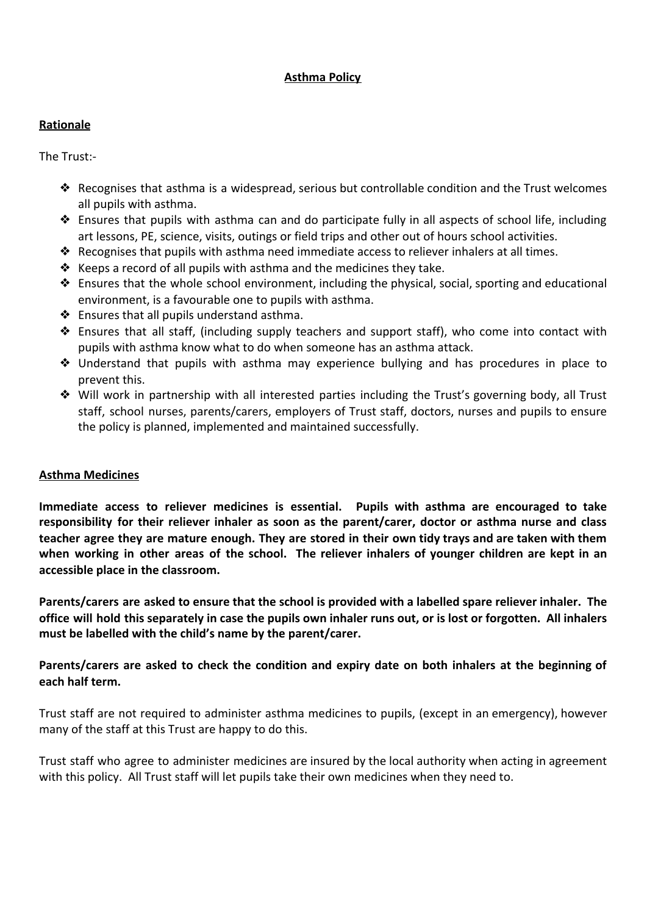# Asthma Policy

## Rationale

The Trust:-

- Recognises that asthma is a widespread, serious but controllable condition and the Trust welcomes all pupils with asthma.
- Ensures that pupils with asthma can and do participate fully in all aspects of school life, including art lessons, PE, science, visits, outings or field trips and other out of hours school activities.
- Recognises that pupils with asthma need immediate access to reliever inhalers at all times.
- Keeps a record of all pupils with asthma and the medicines they take.
- Ensures that the whole school environment, including the physical, social, sporting and educational environment, is a favourable one to pupils with asthma.
- Ensures that all pupils understand asthma.
- Ensures that all staff, (including supply teachers and support staff), who come into contact with pupils with asthma know what to do when someone has an asthma attack.
- Understand that pupils with asthma may experience bullying and has procedures in place to prevent this.
- Will work in partnership with all interested parties including the Trust's governing body, all Trust staff, school nurses, parents/carers, employers of Trust staff, doctors, nurses and pupils to ensure the policy is planned, implemented and maintained successfully.

## Asthma Medicines

**Immediate access to reliever medicines is essential. Pupils with asthma are encouraged to take responsibility for their reliever inhaler as soon as the parent/carer, doctor or asthma nurse and class teacher agree they are mature enough. They are stored in their own tidy trays and are taken with them when working in other areas of the school. The reliever inhalers of younger children are kept in an accessible place in the classroom.**

**Parents/carers are asked to ensure that the school is provided with a labelled spare reliever inhaler. The office will hold this separately in case the pupils own inhaler runs out, or is lost or forgotten. All inhalers must be labelled with the child's name by the parent/carer.**

**Parents/carers are asked to check the condition and expiry date on both inhalers at the beginning of each half term.**

Trust staff are not required to administer asthma medicines to pupils, (except in an emergency), however many of the staff at this Trust are happy to do this.

Trust staff who agree to administer medicines are insured by the local authority when acting in agreement with this policy. All Trust staff will let pupils take their own medicines when they need to.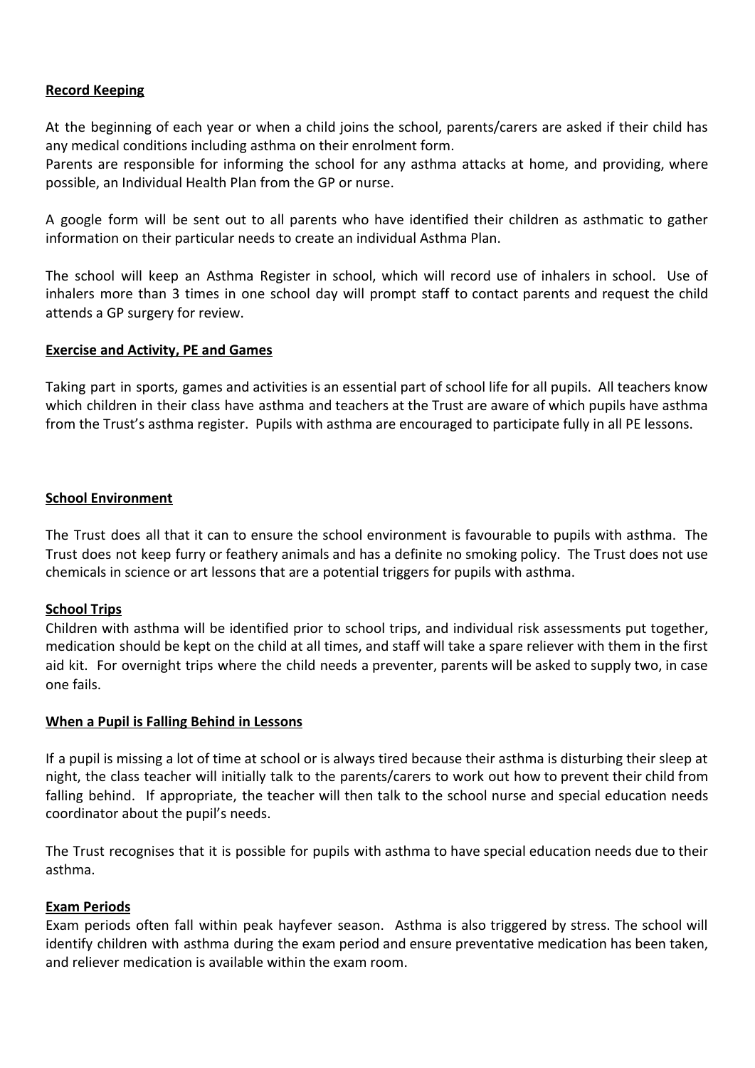**Record Keeping**

At the beginning of each year or when a child joins the school, parents/carers are asked if their child has any medical conditions including asthma on their enrolment form.
Parents are responsible for informing the school for any asthma attacks at home, and providing, where possible, an Individual Health Plan from the GP or nurse.

A google form will be sent out to all parents who have identified their children as asthmatic to gather information on their particular needs to create an individual Asthma Plan.

The school will keep an Asthma Register in school, which will record use of inhalers in school. Use of inhalers more than 3 times in one school day will prompt staff to contact parents and request the child attends a GP surgery for review.

**Exercise and Activity, PE and Games**

Taking part in sports, games and activities is an essential part of school life for all pupils. All teachers know which children in their class have asthma and teachers at the Trust are aware of which pupils have asthma from the Trust's asthma register. Pupils with asthma are encouraged to participate fully in all PE lessons.

**School Environment**

The Trust does all that it can to ensure the school environment is favourable to pupils with asthma. The Trust does not keep furry or feathery animals and has a definite no smoking policy. The Trust does not use chemicals in science or art lessons that are a potential triggers for pupils with asthma.

**School Trips**

Children with asthma will be identified prior to school trips, and individual risk assessments put together, medication should be kept on the child at all times, and staff will take a spare reliever with them in the first aid kit. For overnight trips where the child needs a preventer, parents will be asked to supply two, in case one fails.

**When a Pupil is Falling Behind in Lessons**

If a pupil is missing a lot of time at school or is always tired because their asthma is disturbing their sleep at night, the class teacher will initially talk to the parents/carers to work out how to prevent their child from falling behind. If appropriate, the teacher will then talk to the school nurse and special education needs coordinator about the pupil's needs.

The Trust recognises that it is possible for pupils with asthma to have special education needs due to their asthma.

**Exam Periods**

Exam periods often fall within peak hayfever season. Asthma is also triggered by stress. The school will identify children with asthma during the exam period and ensure preventative medication has been taken, and reliever medication is available within the exam room.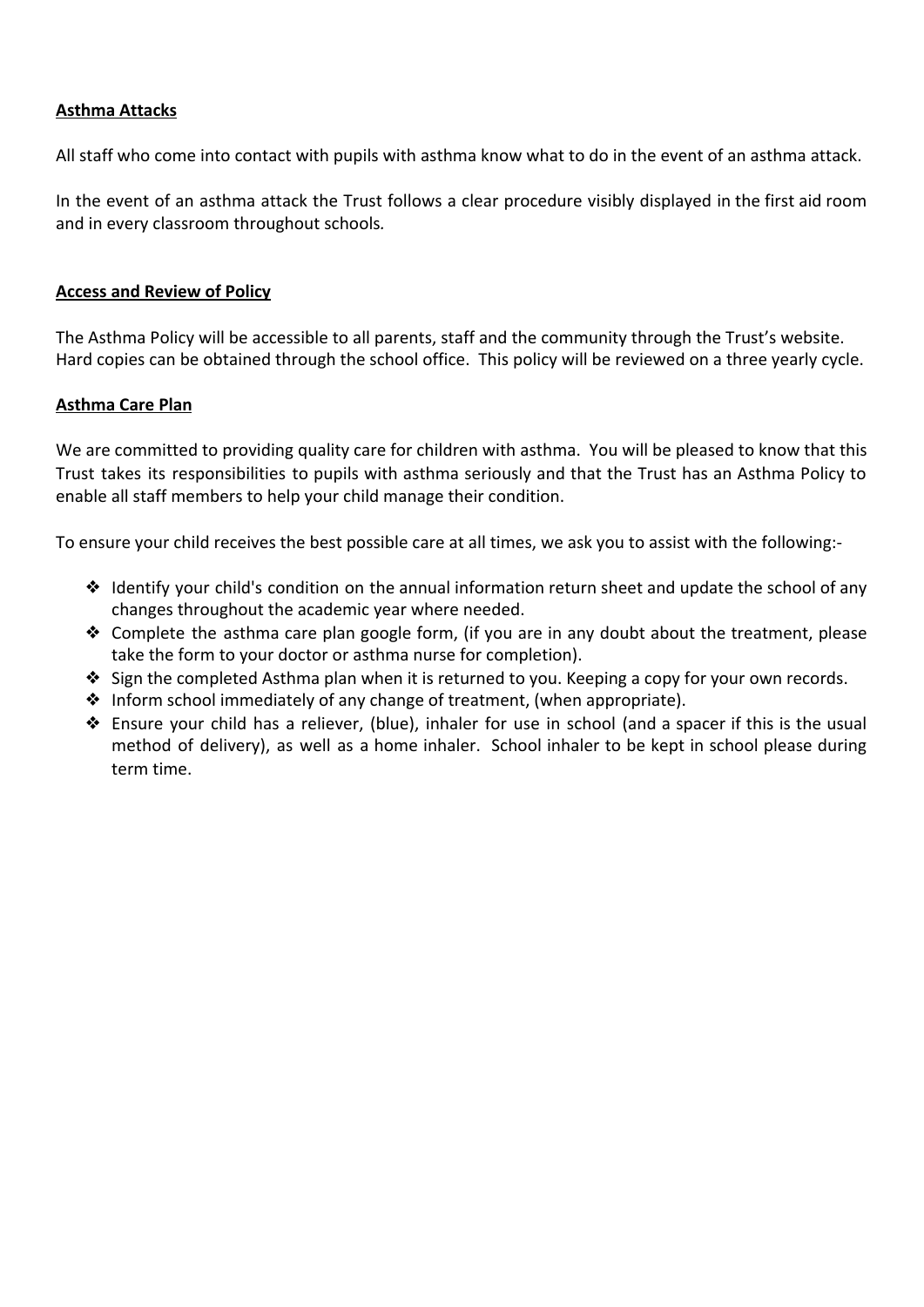**Asthma Attacks**

All staff who come into contact with pupils with asthma know what to do in the event of an asthma attack.

In the event of an asthma attack the Trust follows a clear procedure visibly displayed in the first aid room and in every classroom throughout schools.

**Access and Review of Policy**

The Asthma Policy will be accessible to all parents, staff and the community through the Trust's website. Hard copies can be obtained through the school office. This policy will be reviewed on a three yearly cycle.

**Asthma Care Plan**

We are committed to providing quality care for children with asthma. You will be pleased to know that this Trust takes its responsibilities to pupils with asthma seriously and that the Trust has an Asthma Policy to enable all staff members to help your child manage their condition.

To ensure your child receives the best possible care at all times, we ask you to assist with the following:-

- Identify your child's condition on the annual information return sheet and update the school of any changes throughout the academic year where needed.
- Complete the asthma care plan google form, (if you are in any doubt about the treatment, please take the form to your doctor or asthma nurse for completion).
- Sign the completed Asthma plan when it is returned to you. Keeping a copy for your own records.
- Inform school immediately of any change of treatment, (when appropriate).
- Ensure your child has a reliever, (blue), inhaler for use in school (and a spacer if this is the usual method of delivery), as well as a home inhaler. School inhaler to be kept in school please during term time.